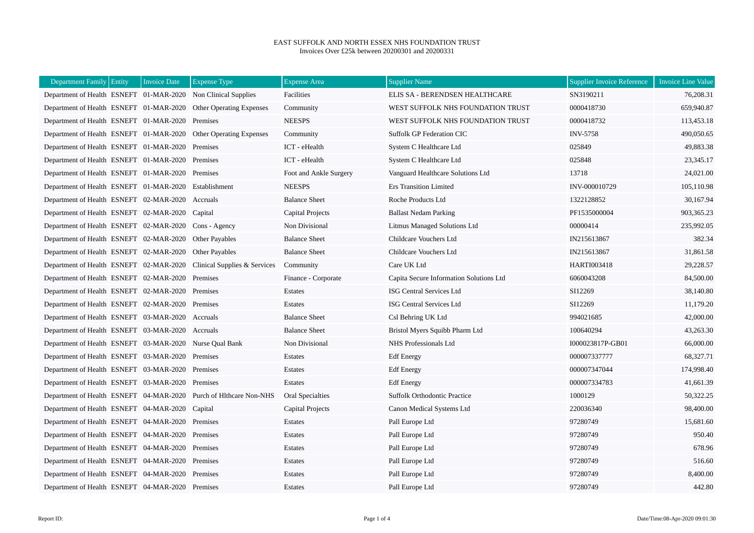# EAST SUFFOLK AND NORTH ESSEX NHS FOUNDATION TRUST

Invoices Over £25k between 20200301 and 20200331

| Department Family | Entity | Invoice Date | Expense Type | Expense Area | Supplier Name | Supplier Invoice Reference | Invoice Line Value |
|---|---|---|---|---|---|---|---|
| Department of Health | ESNEFT | 01-MAR-2020 | Non Clinical Supplies | Facilities | ELIS SA - BERENDSEN HEALTHCARE | SN3190211 | 76,208.31 |
| Department of Health | ESNEFT | 01-MAR-2020 | Other Operating Expenses | Community | WEST SUFFOLK NHS FOUNDATION TRUST | 0000418730 | 659,940.87 |
| Department of Health | ESNEFT | 01-MAR-2020 | Premises | NEESPS | WEST SUFFOLK NHS FOUNDATION TRUST | 0000418732 | 113,453.18 |
| Department of Health | ESNEFT | 01-MAR-2020 | Other Operating Expenses | Community | Suffolk GP Federation CIC | INV-5758 | 490,050.65 |
| Department of Health | ESNEFT | 01-MAR-2020 | Premises | ICT - eHealth | System C Healthcare Ltd | 025849 | 49,883.38 |
| Department of Health | ESNEFT | 01-MAR-2020 | Premises | ICT - eHealth | System C Healthcare Ltd | 025848 | 23,345.17 |
| Department of Health | ESNEFT | 01-MAR-2020 | Premises | Foot and Ankle Surgery | Vanguard Healthcare Solutions Ltd | 13718 | 24,021.00 |
| Department of Health | ESNEFT | 01-MAR-2020 | Establishment | NEESPS | Ers Transition Limited | INV-000010729 | 105,110.98 |
| Department of Health | ESNEFT | 02-MAR-2020 | Accruals | Balance Sheet | Roche Products Ltd | 1322128852 | 30,167.94 |
| Department of Health | ESNEFT | 02-MAR-2020 | Capital | Capital Projects | Ballast Nedam Parking | PF1535000004 | 903,365.23 |
| Department of Health | ESNEFT | 02-MAR-2020 | Cons - Agency | Non Divisional | Litmus Managed Solutions Ltd | 00000414 | 235,992.05 |
| Department of Health | ESNEFT | 02-MAR-2020 | Other Payables | Balance Sheet | Childcare Vouchers Ltd | IN215613867 | 382.34 |
| Department of Health | ESNEFT | 02-MAR-2020 | Other Payables | Balance Sheet | Childcare Vouchers Ltd | IN215613867 | 31,861.58 |
| Department of Health | ESNEFT | 02-MAR-2020 | Clinical Supplies & Services | Community | Care UK Ltd | HARTI003418 | 29,228.57 |
| Department of Health | ESNEFT | 02-MAR-2020 | Premises | Finance - Corporate | Capita Secure Information Solutions Ltd | 6060043208 | 84,500.00 |
| Department of Health | ESNEFT | 02-MAR-2020 | Premises | Estates | ISG Central Services Ltd | SI12269 | 38,140.80 |
| Department of Health | ESNEFT | 02-MAR-2020 | Premises | Estates | ISG Central Services Ltd | SI12269 | 11,179.20 |
| Department of Health | ESNEFT | 03-MAR-2020 | Accruals | Balance Sheet | Csl Behring UK Ltd | 994021685 | 42,000.00 |
| Department of Health | ESNEFT | 03-MAR-2020 | Accruals | Balance Sheet | Bristol Myers Squibb Pharm Ltd | 100640294 | 43,263.30 |
| Department of Health | ESNEFT | 03-MAR-2020 | Nurse Qual Bank | Non Divisional | NHS Professionals Ltd | I000023817P-GB01 | 66,000.00 |
| Department of Health | ESNEFT | 03-MAR-2020 | Premises | Estates | Edf Energy | 000007337777 | 68,327.71 |
| Department of Health | ESNEFT | 03-MAR-2020 | Premises | Estates | Edf Energy | 000007347044 | 174,998.40 |
| Department of Health | ESNEFT | 03-MAR-2020 | Premises | Estates | Edf Energy | 000007334783 | 41,661.39 |
| Department of Health | ESNEFT | 04-MAR-2020 | Purch of Hlthcare Non-NHS | Oral Specialties | Suffolk Orthodontic Practice | 1000129 | 50,322.25 |
| Department of Health | ESNEFT | 04-MAR-2020 | Capital | Capital Projects | Canon Medical Systems Ltd | 220036340 | 98,400.00 |
| Department of Health | ESNEFT | 04-MAR-2020 | Premises | Estates | Pall Europe Ltd | 97280749 | 15,681.60 |
| Department of Health | ESNEFT | 04-MAR-2020 | Premises | Estates | Pall Europe Ltd | 97280749 | 950.40 |
| Department of Health | ESNEFT | 04-MAR-2020 | Premises | Estates | Pall Europe Ltd | 97280749 | 678.96 |
| Department of Health | ESNEFT | 04-MAR-2020 | Premises | Estates | Pall Europe Ltd | 97280749 | 516.60 |
| Department of Health | ESNEFT | 04-MAR-2020 | Premises | Estates | Pall Europe Ltd | 97280749 | 8,400.00 |
| Department of Health | ESNEFT | 04-MAR-2020 | Premises | Estates | Pall Europe Ltd | 97280749 | 442.80 |

Report ID:

Date/Time:08-Apr-2020 09:01:30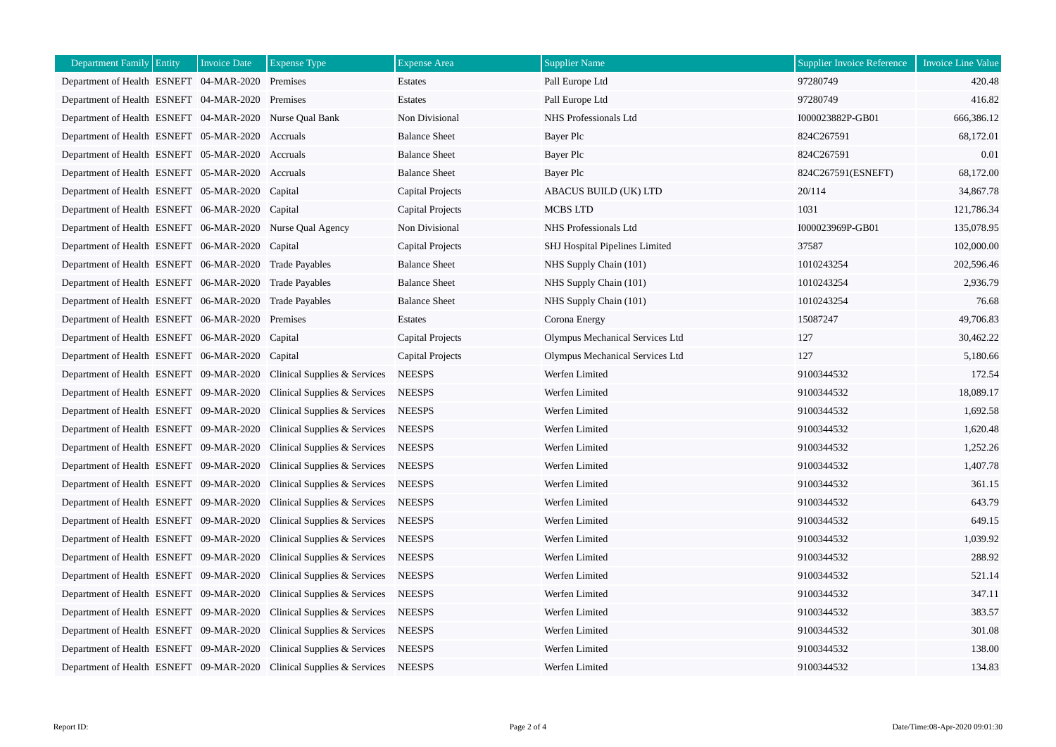| Department Family | Entity | Invoice Date | Expense Type | Expense Area | Supplier Name | Supplier Invoice Reference | Invoice Line Value |
|---|---|---|---|---|---|---|---|
| Department of Health | ESNEFT | 04-MAR-2020 | Premises | Estates | Pall Europe Ltd | 97280749 | 420.48 |
| Department of Health | ESNEFT | 04-MAR-2020 | Premises | Estates | Pall Europe Ltd | 97280749 | 416.82 |
| Department of Health | ESNEFT | 04-MAR-2020 | Nurse Qual Bank | Non Divisional | NHS Professionals Ltd | I000023882P-GB01 | 666,386.12 |
| Department of Health | ESNEFT | 05-MAR-2020 | Accruals | Balance Sheet | Bayer Plc | 824C267591 | 68,172.01 |
| Department of Health | ESNEFT | 05-MAR-2020 | Accruals | Balance Sheet | Bayer Plc | 824C267591 | 0.01 |
| Department of Health | ESNEFT | 05-MAR-2020 | Accruals | Balance Sheet | Bayer Plc | 824C267591(ESNEFT) | 68,172.00 |
| Department of Health | ESNEFT | 05-MAR-2020 | Capital | Capital Projects | ABACUS BUILD (UK) LTD | 20/114 | 34,867.78 |
| Department of Health | ESNEFT | 06-MAR-2020 | Capital | Capital Projects | MCBS LTD | 1031 | 121,786.34 |
| Department of Health | ESNEFT | 06-MAR-2020 | Nurse Qual Agency | Non Divisional | NHS Professionals Ltd | I000023969P-GB01 | 135,078.95 |
| Department of Health | ESNEFT | 06-MAR-2020 | Capital | Capital Projects | SHJ Hospital Pipelines Limited | 37587 | 102,000.00 |
| Department of Health | ESNEFT | 06-MAR-2020 | Trade Payables | Balance Sheet | NHS Supply Chain (101) | 1010243254 | 202,596.46 |
| Department of Health | ESNEFT | 06-MAR-2020 | Trade Payables | Balance Sheet | NHS Supply Chain (101) | 1010243254 | 2,936.79 |
| Department of Health | ESNEFT | 06-MAR-2020 | Trade Payables | Balance Sheet | NHS Supply Chain (101) | 1010243254 | 76.68 |
| Department of Health | ESNEFT | 06-MAR-2020 | Premises | Estates | Corona Energy | 15087247 | 49,706.83 |
| Department of Health | ESNEFT | 06-MAR-2020 | Capital | Capital Projects | Olympus Mechanical Services Ltd | 127 | 30,462.22 |
| Department of Health | ESNEFT | 06-MAR-2020 | Capital | Capital Projects | Olympus Mechanical Services Ltd | 127 | 5,180.66 |
| Department of Health | ESNEFT | 09-MAR-2020 | Clinical Supplies & Services | NEESPS | Werfen Limited | 9100344532 | 172.54 |
| Department of Health | ESNEFT | 09-MAR-2020 | Clinical Supplies & Services | NEESPS | Werfen Limited | 9100344532 | 18,089.17 |
| Department of Health | ESNEFT | 09-MAR-2020 | Clinical Supplies & Services | NEESPS | Werfen Limited | 9100344532 | 1,692.58 |
| Department of Health | ESNEFT | 09-MAR-2020 | Clinical Supplies & Services | NEESPS | Werfen Limited | 9100344532 | 1,620.48 |
| Department of Health | ESNEFT | 09-MAR-2020 | Clinical Supplies & Services | NEESPS | Werfen Limited | 9100344532 | 1,252.26 |
| Department of Health | ESNEFT | 09-MAR-2020 | Clinical Supplies & Services | NEESPS | Werfen Limited | 9100344532 | 1,407.78 |
| Department of Health | ESNEFT | 09-MAR-2020 | Clinical Supplies & Services | NEESPS | Werfen Limited | 9100344532 | 361.15 |
| Department of Health | ESNEFT | 09-MAR-2020 | Clinical Supplies & Services | NEESPS | Werfen Limited | 9100344532 | 643.79 |
| Department of Health | ESNEFT | 09-MAR-2020 | Clinical Supplies & Services | NEESPS | Werfen Limited | 9100344532 | 649.15 |
| Department of Health | ESNEFT | 09-MAR-2020 | Clinical Supplies & Services | NEESPS | Werfen Limited | 9100344532 | 1,039.92 |
| Department of Health | ESNEFT | 09-MAR-2020 | Clinical Supplies & Services | NEESPS | Werfen Limited | 9100344532 | 288.92 |
| Department of Health | ESNEFT | 09-MAR-2020 | Clinical Supplies & Services | NEESPS | Werfen Limited | 9100344532 | 521.14 |
| Department of Health | ESNEFT | 09-MAR-2020 | Clinical Supplies & Services | NEESPS | Werfen Limited | 9100344532 | 347.11 |
| Department of Health | ESNEFT | 09-MAR-2020 | Clinical Supplies & Services | NEESPS | Werfen Limited | 9100344532 | 383.57 |
| Department of Health | ESNEFT | 09-MAR-2020 | Clinical Supplies & Services | NEESPS | Werfen Limited | 9100344532 | 301.08 |
| Department of Health | ESNEFT | 09-MAR-2020 | Clinical Supplies & Services | NEESPS | Werfen Limited | 9100344532 | 138.00 |
| Department of Health | ESNEFT | 09-MAR-2020 | Clinical Supplies & Services | NEESPS | Werfen Limited | 9100344532 | 134.83 |

Report ID: Date/Time:08-Apr-2020 09:01:30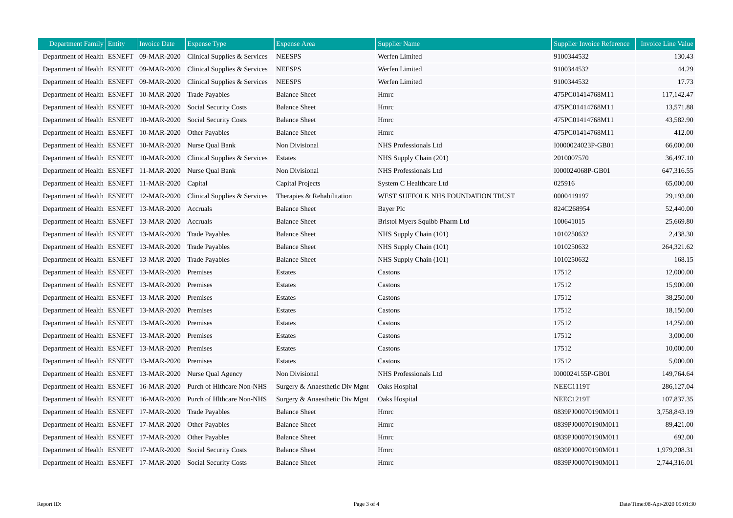| Department Family | Entity | Invoice Date | Expense Type | Expense Area | Supplier Name | Supplier Invoice Reference | Invoice Line Value |
|---|---|---|---|---|---|---|---|
| Department of Health | ESNEFT | 09-MAR-2020 | Clinical Supplies & Services | NEESPS | Werfen Limited | 9100344532 | 130.43 |
| Department of Health | ESNEFT | 09-MAR-2020 | Clinical Supplies & Services | NEESPS | Werfen Limited | 9100344532 | 44.29 |
| Department of Health | ESNEFT | 09-MAR-2020 | Clinical Supplies & Services | NEESPS | Werfen Limited | 9100344532 | 17.73 |
| Department of Health | ESNEFT | 10-MAR-2020 | Trade Payables | Balance Sheet | Hmrc | 475PC01414768M11 | 117,142.47 |
| Department of Health | ESNEFT | 10-MAR-2020 | Social Security Costs | Balance Sheet | Hmrc | 475PC01414768M11 | 13,571.88 |
| Department of Health | ESNEFT | 10-MAR-2020 | Social Security Costs | Balance Sheet | Hmrc | 475PC01414768M11 | 43,582.90 |
| Department of Health | ESNEFT | 10-MAR-2020 | Other Payables | Balance Sheet | Hmrc | 475PC01414768M11 | 412.00 |
| Department of Health | ESNEFT | 10-MAR-2020 | Nurse Qual Bank | Non Divisional | NHS Professionals Ltd | I0000024023P-GB01 | 66,000.00 |
| Department of Health | ESNEFT | 10-MAR-2020 | Clinical Supplies & Services | Estates | NHS Supply Chain (201) | 2010007570 | 36,497.10 |
| Department of Health | ESNEFT | 11-MAR-2020 | Nurse Qual Bank | Non Divisional | NHS Professionals Ltd | I000024068P-GB01 | 647,316.55 |
| Department of Health | ESNEFT | 11-MAR-2020 | Capital | Capital Projects | System C Healthcare Ltd | 025916 | 65,000.00 |
| Department of Health | ESNEFT | 12-MAR-2020 | Clinical Supplies & Services | Therapies & Rehabilitation | WEST SUFFOLK NHS FOUNDATION TRUST | 0000419197 | 29,193.00 |
| Department of Health | ESNEFT | 13-MAR-2020 | Accruals | Balance Sheet | Bayer Plc | 824C268954 | 52,440.00 |
| Department of Health | ESNEFT | 13-MAR-2020 | Accruals | Balance Sheet | Bristol Myers Squibb Pharm Ltd | 100641015 | 25,669.80 |
| Department of Health | ESNEFT | 13-MAR-2020 | Trade Payables | Balance Sheet | NHS Supply Chain (101) | 1010250632 | 2,438.30 |
| Department of Health | ESNEFT | 13-MAR-2020 | Trade Payables | Balance Sheet | NHS Supply Chain (101) | 1010250632 | 264,321.62 |
| Department of Health | ESNEFT | 13-MAR-2020 | Trade Payables | Balance Sheet | NHS Supply Chain (101) | 1010250632 | 168.15 |
| Department of Health | ESNEFT | 13-MAR-2020 | Premises | Estates | Castons | 17512 | 12,000.00 |
| Department of Health | ESNEFT | 13-MAR-2020 | Premises | Estates | Castons | 17512 | 15,900.00 |
| Department of Health | ESNEFT | 13-MAR-2020 | Premises | Estates | Castons | 17512 | 38,250.00 |
| Department of Health | ESNEFT | 13-MAR-2020 | Premises | Estates | Castons | 17512 | 18,150.00 |
| Department of Health | ESNEFT | 13-MAR-2020 | Premises | Estates | Castons | 17512 | 14,250.00 |
| Department of Health | ESNEFT | 13-MAR-2020 | Premises | Estates | Castons | 17512 | 3,000.00 |
| Department of Health | ESNEFT | 13-MAR-2020 | Premises | Estates | Castons | 17512 | 10,000.00 |
| Department of Health | ESNEFT | 13-MAR-2020 | Premises | Estates | Castons | 17512 | 5,000.00 |
| Department of Health | ESNEFT | 13-MAR-2020 | Nurse Qual Agency | Non Divisional | NHS Professionals Ltd | I000024155P-GB01 | 149,764.64 |
| Department of Health | ESNEFT | 16-MAR-2020 | Purch of Hlthcare Non-NHS | Surgery & Anaesthetic Div Mgnt | Oaks Hospital | NEEC1119T | 286,127.04 |
| Department of Health | ESNEFT | 16-MAR-2020 | Purch of Hlthcare Non-NHS | Surgery & Anaesthetic Div Mgnt | Oaks Hospital | NEEC1219T | 107,837.35 |
| Department of Health | ESNEFT | 17-MAR-2020 | Trade Payables | Balance Sheet | Hmrc | 0839PJ00070190M011 | 3,758,843.19 |
| Department of Health | ESNEFT | 17-MAR-2020 | Other Payables | Balance Sheet | Hmrc | 0839PJ00070190M011 | 89,421.00 |
| Department of Health | ESNEFT | 17-MAR-2020 | Other Payables | Balance Sheet | Hmrc | 0839PJ00070190M011 | 692.00 |
| Department of Health | ESNEFT | 17-MAR-2020 | Social Security Costs | Balance Sheet | Hmrc | 0839PJ00070190M011 | 1,979,208.31 |
| Department of Health | ESNEFT | 17-MAR-2020 | Social Security Costs | Balance Sheet | Hmrc | 0839PJ00070190M011 | 2,744,316.01 |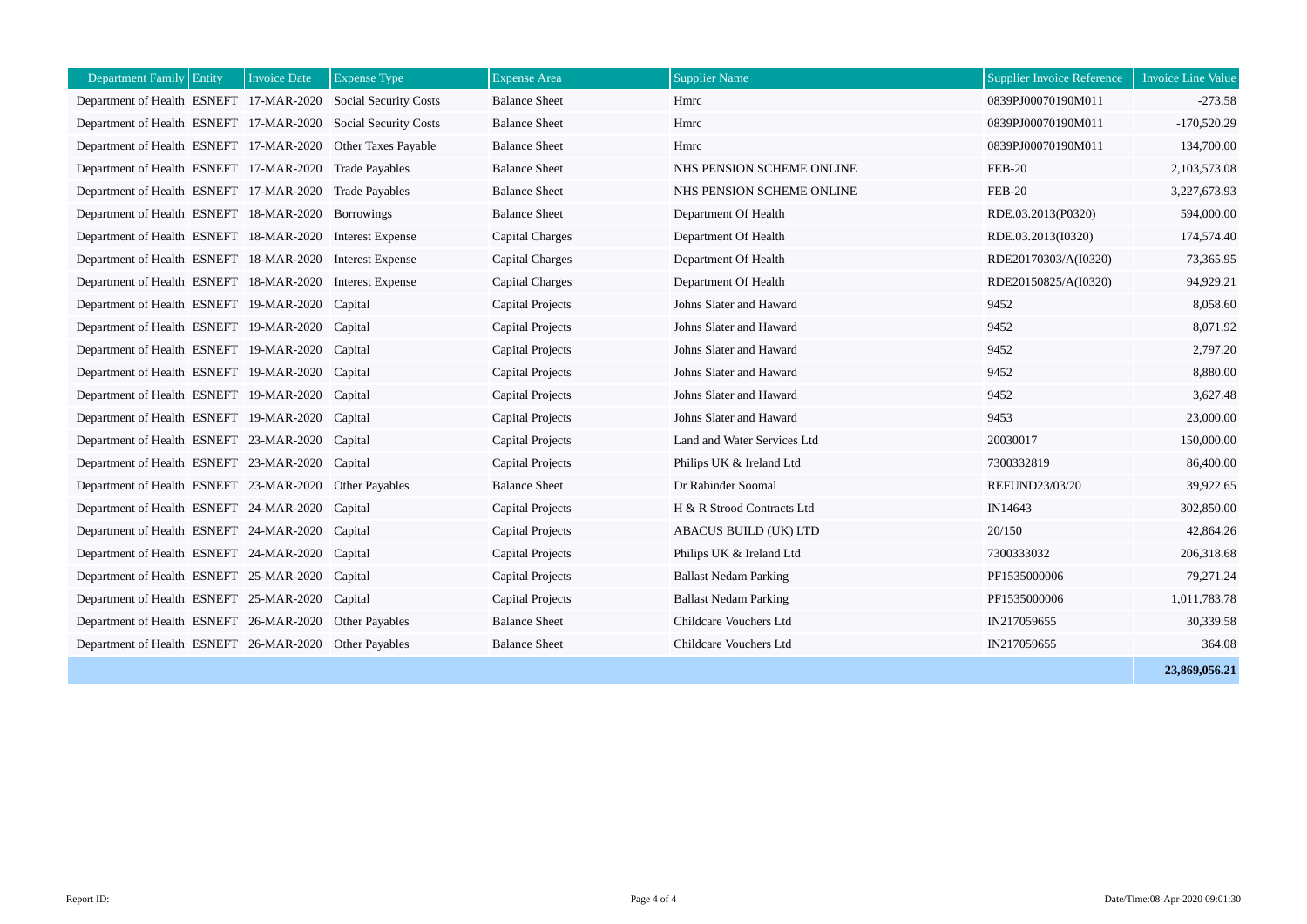| Department Family | Entity | Invoice Date | Expense Type | Expense Area | Supplier Name | Supplier Invoice Reference | Invoice Line Value |
|---|---|---|---|---|---|---|---|
| Department of Health | ESNEFT | 17-MAR-2020 | Social Security Costs | Balance Sheet | Hmrc | 0839PJ00070190M011 | -273.58 |
| Department of Health | ESNEFT | 17-MAR-2020 | Social Security Costs | Balance Sheet | Hmrc | 0839PJ00070190M011 | -170,520.29 |
| Department of Health | ESNEFT | 17-MAR-2020 | Other Taxes Payable | Balance Sheet | Hmrc | 0839PJ00070190M011 | 134,700.00 |
| Department of Health | ESNEFT | 17-MAR-2020 | Trade Payables | Balance Sheet | NHS PENSION SCHEME ONLINE | FEB-20 | 2,103,573.08 |
| Department of Health | ESNEFT | 17-MAR-2020 | Trade Payables | Balance Sheet | NHS PENSION SCHEME ONLINE | FEB-20 | 3,227,673.93 |
| Department of Health | ESNEFT | 18-MAR-2020 | Borrowings | Balance Sheet | Department Of Health | RDE.03.2013(P0320) | 594,000.00 |
| Department of Health | ESNEFT | 18-MAR-2020 | Interest Expense | Capital Charges | Department Of Health | RDE.03.2013(I0320) | 174,574.40 |
| Department of Health | ESNEFT | 18-MAR-2020 | Interest Expense | Capital Charges | Department Of Health | RDE20170303/A(I0320) | 73,365.95 |
| Department of Health | ESNEFT | 18-MAR-2020 | Interest Expense | Capital Charges | Department Of Health | RDE20150825/A(I0320) | 94,929.21 |
| Department of Health | ESNEFT | 19-MAR-2020 | Capital | Capital Projects | Johns Slater and Haward | 9452 | 8,058.60 |
| Department of Health | ESNEFT | 19-MAR-2020 | Capital | Capital Projects | Johns Slater and Haward | 9452 | 8,071.92 |
| Department of Health | ESNEFT | 19-MAR-2020 | Capital | Capital Projects | Johns Slater and Haward | 9452 | 2,797.20 |
| Department of Health | ESNEFT | 19-MAR-2020 | Capital | Capital Projects | Johns Slater and Haward | 9452 | 8,880.00 |
| Department of Health | ESNEFT | 19-MAR-2020 | Capital | Capital Projects | Johns Slater and Haward | 9452 | 3,627.48 |
| Department of Health | ESNEFT | 19-MAR-2020 | Capital | Capital Projects | Johns Slater and Haward | 9453 | 23,000.00 |
| Department of Health | ESNEFT | 23-MAR-2020 | Capital | Capital Projects | Land and Water Services Ltd | 20030017 | 150,000.00 |
| Department of Health | ESNEFT | 23-MAR-2020 | Capital | Capital Projects | Philips UK & Ireland Ltd | 7300332819 | 86,400.00 |
| Department of Health | ESNEFT | 23-MAR-2020 | Other Payables | Balance Sheet | Dr Rabinder Soomal | REFUND23/03/20 | 39,922.65 |
| Department of Health | ESNEFT | 24-MAR-2020 | Capital | Capital Projects | H & R Strood Contracts Ltd | IN14643 | 302,850.00 |
| Department of Health | ESNEFT | 24-MAR-2020 | Capital | Capital Projects | ABACUS BUILD (UK) LTD | 20/150 | 42,864.26 |
| Department of Health | ESNEFT | 24-MAR-2020 | Capital | Capital Projects | Philips UK & Ireland Ltd | 7300333032 | 206,318.68 |
| Department of Health | ESNEFT | 25-MAR-2020 | Capital | Capital Projects | Ballast Nedam Parking | PF1535000006 | 79,271.24 |
| Department of Health | ESNEFT | 25-MAR-2020 | Capital | Capital Projects | Ballast Nedam Parking | PF1535000006 | 1,011,783.78 |
| Department of Health | ESNEFT | 26-MAR-2020 | Other Payables | Balance Sheet | Childcare Vouchers Ltd | IN217059655 | 30,339.58 |
| Department of Health | ESNEFT | 26-MAR-2020 | Other Payables | Balance Sheet | Childcare Vouchers Ltd | IN217059655 | 364.08 |
| | | | | | | | **23,869,056.21** |

Report ID:

Date/Time:08-Apr-2020 09:01:30